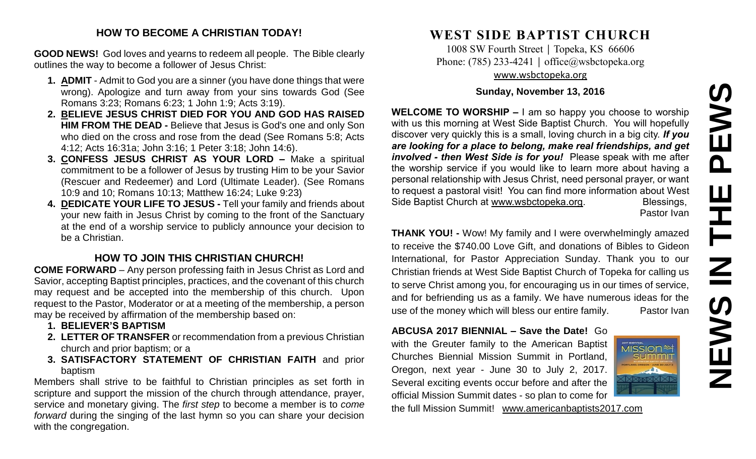## HOW TO BECOME A CHRISTIAN TODAY!

**GOOD NEWS!** God loves and yearns to redeem all people. The Bible clearly outlines the way to become a follower of Jesus Christ:

1. **ADMIT** - Admit to God you are a sinner (you have done things that were wrong). Apologize and turn away from your sins towards God (See Romans 3:23; Romans 6:23; 1 John 1:9; Acts 3:19).
2. **BELIEVE JESUS CHRIST DIED FOR YOU AND GOD HAS RAISED HIM FROM THE DEAD -** Believe that Jesus is God's one and only Son who died on the cross and rose from the dead (See Romans 5:8; Acts 4:12; Acts 16:31a; John 3:16; 1 Peter 3:18; John 14:6).
3. **CONFESS JESUS CHRIST AS YOUR LORD –** Make a spiritual commitment to be a follower of Jesus by trusting Him to be your Savior (Rescuer and Redeemer) and Lord (Ultimate Leader). (See Romans 10:9 and 10; Romans 10:13; Matthew 16:24; Luke 9:23)
4. **DEDICATE YOUR LIFE TO JESUS -** Tell your family and friends about your new faith in Jesus Christ by coming to the front of the Sanctuary at the end of a worship service to publicly announce your decision to be a Christian.

## HOW TO JOIN THIS CHRISTIAN CHURCH!

**COME FORWARD** – Any person professing faith in Jesus Christ as Lord and Savior, accepting Baptist principles, practices, and the covenant of this church may request and be accepted into the membership of this church. Upon request to the Pastor, Moderator or at a meeting of the membership, a person may be received by affirmation of the membership based on:

1. **BELIEVER'S BAPTISM**
2. **LETTER OF TRANSFER** or recommendation from a previous Christian church and prior baptism; or a
3. **SATISFACTORY STATEMENT OF CHRISTIAN FAITH** and prior baptism

Members shall strive to be faithful to Christian principles as set forth in scripture and support the mission of the church through attendance, prayer, service and monetary giving. The *first step* to become a member is to *come forward* during the singing of the last hymn so you can share your decision with the congregation.

# WEST SIDE BAPTIST CHURCH

1008 SW Fourth Street | Topeka, KS 66606
Phone: (785) 233-4241 | office@wsbctopeka.org
www.wsbctopeka.org

**Sunday, November 13, 2016**

**WELCOME TO WORSHIP –** I am so happy you choose to worship with us this morning at West Side Baptist Church. You will hopefully discover very quickly this is a small, loving church in a big city. ***If you are looking for a place to belong, make real friendships, and get involved - then West Side is for you!*** Please speak with me after the worship service if you would like to learn more about having a personal relationship with Jesus Christ, need personal prayer, or want to request a pastoral visit! You can find more information about West Side Baptist Church at www.wsbctopeka.org. Blessings, Pastor Ivan

**THANK YOU! -** Wow! My family and I were overwhelmingly amazed to receive the $740.00 Love Gift, and donations of Bibles to Gideon International, for Pastor Appreciation Sunday. Thank you to our Christian friends at West Side Baptist Church of Topeka for calling us to serve Christ among you, for encouraging us in our times of service, and for befriending us as a family. We have numerous ideas for the use of the money which will bless our entire family. Pastor Ivan

**ABCUSA 2017 BIENNIAL – Save the Date!** Go with the Greuter family to the American Baptist Churches Biennial Mission Summit in Portland, Oregon, next year - June 30 to July 2, 2017. Several exciting events occur before and after the official Mission Summit dates - so plan to come for the full Mission Summit! www.americanbaptists2017.com

# NEWS IN THE PEWS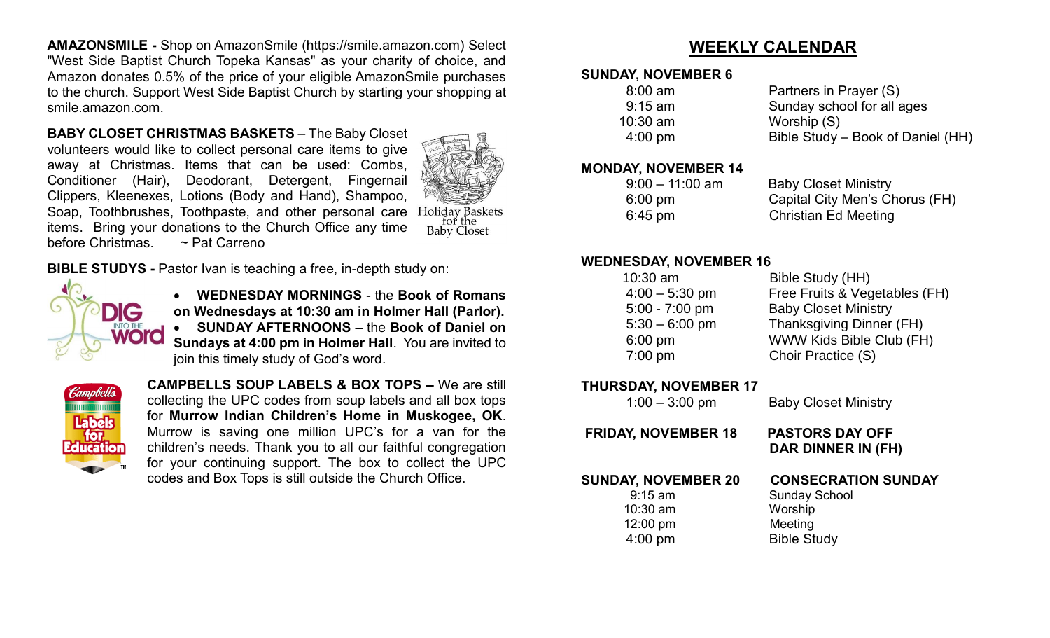**AMAZONSMILE -** Shop on AmazonSmile (https://smile.amazon.com) Select "West Side Baptist Church Topeka Kansas" as your charity of choice, and Amazon donates 0.5% of the price of your eligible AmazonSmile purchases to the church. Support West Side Baptist Church by starting your shopping at smile.amazon.com.

**BABY CLOSET CHRISTMAS BASKETS** – The Baby Closet volunteers would like to collect personal care items to give away at Christmas. Items that can be used: Combs, Conditioner (Hair), Deodorant, Detergent, Fingernail Clippers, Kleenexes, Lotions (Body and Hand), Shampoo, Soap, Toothbrushes, Toothpaste, and other personal care items. Bring your donations to the Church Office any time before Christmas. ~ Pat Carreno

Holiday Baskets for the Baby Closet

**BIBLE STUDYS -** Pastor Ivan is teaching a free, in-depth study on:

- **WEDNESDAY MORNINGS** - the **Book of Romans on Wednesdays at 10:30 am in Holmer Hall (Parlor).**
- **SUNDAY AFTERNOONS –** the **Book of Daniel on Sundays at 4:00 pm in Holmer Hall**. You are invited to join this timely study of God's word.

**CAMPBELLS SOUP LABELS & BOX TOPS –** We are still collecting the UPC codes from soup labels and all box tops for **Murrow Indian Children's Home in Muskogee, OK**. Murrow is saving one million UPC's for a van for the children's needs. Thank you to all our faithful congregation for your continuing support. The box to collect the UPC codes and Box Tops is still outside the Church Office.

## WEEKLY CALENDAR

**SUNDAY, NOVEMBER 6**

| | |
|---|---|
| 8:00 am | Partners in Prayer (S) |
| 9:15 am | Sunday school for all ages |
| 10:30 am | Worship (S) |
| 4:00 pm | Bible Study – Book of Daniel (HH) |

**MONDAY, NOVEMBER 14**

| | |
|---|---|
| 9:00 – 11:00 am | Baby Closet Ministry |
| 6:00 pm | Capital City Men's Chorus (FH) |
| 6:45 pm | Christian Ed Meeting |

**WEDNESDAY, NOVEMBER 16**

| | |
|---|---|
| 10:30 am | Bible Study (HH) |
| 4:00 – 5:30 pm | Free Fruits & Vegetables (FH) |
| 5:00 - 7:00 pm | Baby Closet Ministry |
| 5:30 – 6:00 pm | Thanksgiving Dinner (FH) |
| 6:00 pm | WWW Kids Bible Club (FH) |
| 7:00 pm | Choir Practice (S) |

**THURSDAY, NOVEMBER 17**

| | |
|---|---|
| 1:00 – 3:00 pm | Baby Closet Ministry |

**FRIDAY, NOVEMBER 18** — **PASTORS DAY OFF**
**DAR DINNER IN (FH)**

**SUNDAY, NOVEMBER 20** — **CONSECRATION SUNDAY**

| | |
|---|---|
| 9:15 am | Sunday School |
| 10:30 am | Worship |
| 12:00 pm | Meeting |
| 4:00 pm | Bible Study |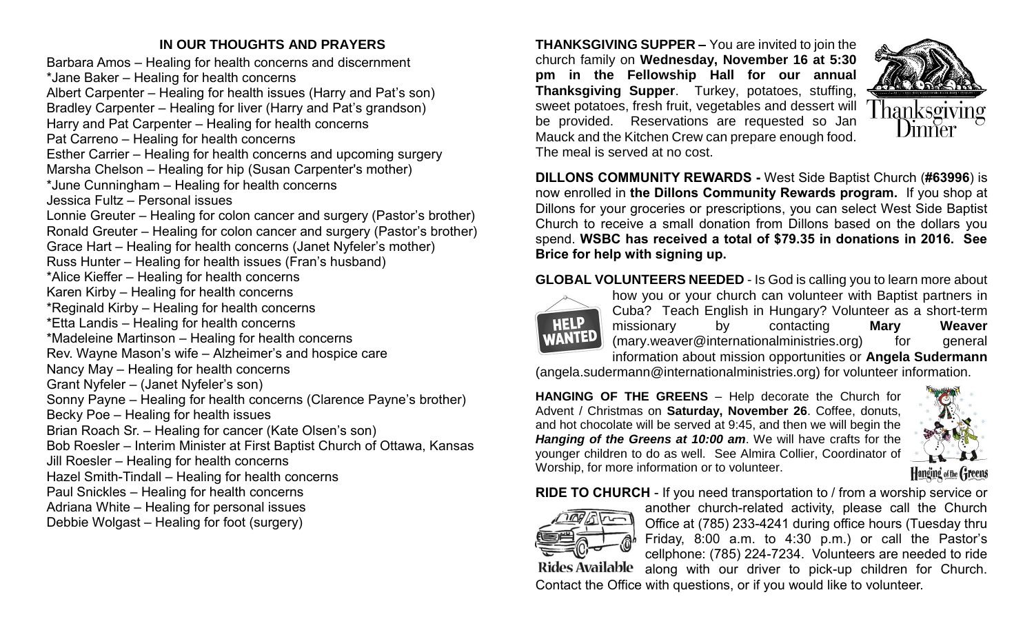## IN OUR THOUGHTS AND PRAYERS

Barbara Amos – Healing for health concerns and discernment
*Jane Baker – Healing for health concerns
Albert Carpenter – Healing for health issues (Harry and Pat's son)
Bradley Carpenter – Healing for liver (Harry and Pat's grandson)
Harry and Pat Carpenter – Healing for health concerns
Pat Carreno – Healing for health concerns
Esther Carrier – Healing for health concerns and upcoming surgery
Marsha Chelson – Healing for hip (Susan Carpenter's mother)
*June Cunningham – Healing for health concerns
Jessica Fultz – Personal issues
Lonnie Greuter – Healing for colon cancer and surgery (Pastor's brother)
Ronald Greuter – Healing for colon cancer and surgery (Pastor's brother)
Grace Hart – Healing for health concerns (Janet Nyfeler's mother)
Russ Hunter – Healing for health issues (Fran's husband)
*Alice Kieffer – Healing for health concerns
Karen Kirby – Healing for health concerns
*Reginald Kirby – Healing for health concerns
*Etta Landis – Healing for health concerns
*Madeleine Martinson – Healing for health concerns
Rev. Wayne Mason's wife – Alzheimer's and hospice care
Nancy May – Healing for health concerns
Grant Nyfeler – (Janet Nyfeler's son)
Sonny Payne – Healing for health concerns (Clarence Payne's brother)
Becky Poe – Healing for health issues
Brian Roach Sr. – Healing for cancer (Kate Olsen's son)
Bob Roesler – Interim Minister at First Baptist Church of Ottawa, Kansas
Jill Roesler – Healing for health concerns
Hazel Smith-Tindall – Healing for health concerns
Paul Snickles – Healing for health concerns
Adriana White – Healing for personal issues
Debbie Wolgast – Healing for foot (surgery)

**THANKSGIVING SUPPER –** You are invited to join the church family on **Wednesday, November 16 at 5:30 pm in the Fellowship Hall for our annual Thanksgiving Supper**. Turkey, potatoes, stuffing, sweet potatoes, fresh fruit, vegetables and dessert will be provided. Reservations are requested so Jan Mauck and the Kitchen Crew can prepare enough food. The meal is served at no cost.

**DILLONS COMMUNITY REWARDS -** West Side Baptist Church (**#63996**) is now enrolled in **the Dillons Community Rewards program.** If you shop at Dillons for your groceries or prescriptions, you can select West Side Baptist Church to receive a small donation from Dillons based on the dollars you spend. **WSBC has received a total of $79.35 in donations in 2016. See Brice for help with signing up.**

**GLOBAL VOLUNTEERS NEEDED** - Is God is calling you to learn more about how you or your church can volunteer with Baptist partners in Cuba? Teach English in Hungary? Volunteer as a short-term missionary by contacting **Mary Weaver** (mary.weaver@internationalministries.org) for general information about mission opportunities or **Angela Sudermann** (angela.sudermann@internationalministries.org) for volunteer information.

**HANGING OF THE GREENS** – Help decorate the Church for Advent / Christmas on **Saturday, November 26**. Coffee, donuts, and hot chocolate will be served at 9:45, and then we will begin the ***Hanging of the Greens at 10:00 am***. We will have crafts for the younger children to do as well. See Almira Collier, Coordinator of Worship, for more information or to volunteer.

**RIDE TO CHURCH** - If you need transportation to / from a worship service or another church-related activity, please call the Church Office at (785) 233-4241 during office hours (Tuesday thru Friday, 8:00 a.m. to 4:30 p.m.) or call the Pastor's cellphone: (785) 224-7234. Volunteers are needed to ride along with our driver to pick-up children for Church. Contact the Office with questions, or if you would like to volunteer.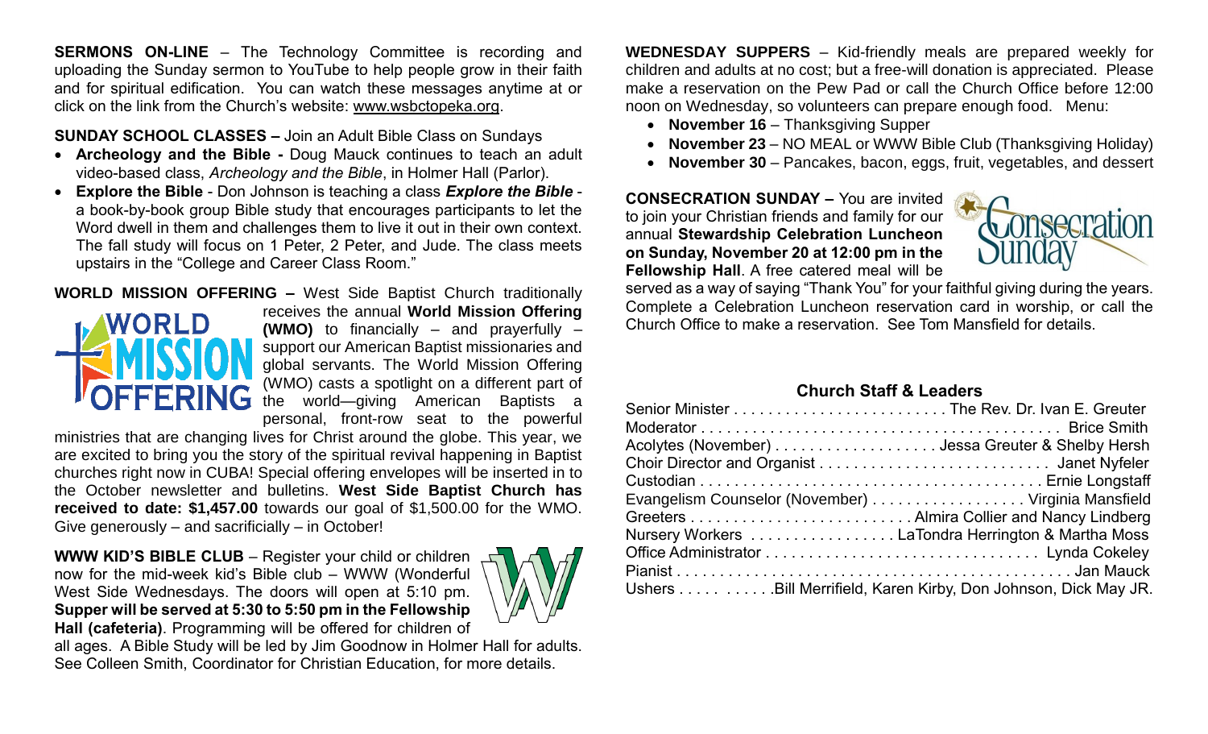**SERMONS ON-LINE** – The Technology Committee is recording and uploading the Sunday sermon to YouTube to help people grow in their faith and for spiritual edification. You can watch these messages anytime at or click on the link from the Church's website: www.wsbctopeka.org.

**SUNDAY SCHOOL CLASSES –** Join an Adult Bible Class on Sundays

- **Archeology and the Bible -** Doug Mauck continues to teach an adult video-based class, *Archeology and the Bible*, in Holmer Hall (Parlor).
- **Explore the Bible** - Don Johnson is teaching a class ***Explore the Bible*** - a book-by-book group Bible study that encourages participants to let the Word dwell in them and challenges them to live it out in their own context. The fall study will focus on 1 Peter, 2 Peter, and Jude. The class meets upstairs in the "College and Career Class Room."

**WORLD MISSION OFFERING –** West Side Baptist Church traditionally receives the annual **World Mission Offering (WMO)** to financially – and prayerfully – support our American Baptist missionaries and global servants. The World Mission Offering (WMO) casts a spotlight on a different part of the world—giving American Baptists a personal, front-row seat to the powerful ministries that are changing lives for Christ around the globe. This year, we are excited to bring you the story of the spiritual revival happening in Baptist churches right now in CUBA! Special offering envelopes will be inserted in to the October newsletter and bulletins. **West Side Baptist Church has received to date: $1,457.00** towards our goal of $1,500.00 for the WMO. Give generously – and sacrificially – in October!

**WWW KID'S BIBLE CLUB** – Register your child or children now for the mid-week kid's Bible club – WWW (Wonderful West Side Wednesdays. The doors will open at 5:10 pm. **Supper will be served at 5:30 to 5:50 pm in the Fellowship Hall (cafeteria)**. Programming will be offered for children of all ages. A Bible Study will be led by Jim Goodnow in Holmer Hall for adults. See Colleen Smith, Coordinator for Christian Education, for more details.

**WEDNESDAY SUPPERS** – Kid-friendly meals are prepared weekly for children and adults at no cost; but a free-will donation is appreciated. Please make a reservation on the Pew Pad or call the Church Office before 12:00 noon on Wednesday, so volunteers can prepare enough food. Menu:

- **November 16** – Thanksgiving Supper
- **November 23** – NO MEAL or WWW Bible Club (Thanksgiving Holiday)
- **November 30** – Pancakes, bacon, eggs, fruit, vegetables, and dessert

**CONSECRATION SUNDAY –** You are invited to join your Christian friends and family for our annual **Stewardship Celebration Luncheon on Sunday, November 20 at 12:00 pm in the Fellowship Hall**. A free catered meal will be served as a way of saying "Thank You" for your faithful giving during the years. Complete a Celebration Luncheon reservation card in worship, or call the Church Office to make a reservation. See Tom Mansfield for details.

## Church Staff & Leaders

| | |
|---|---|
| Senior Minister | The Rev. Dr. Ivan E. Greuter |
| Moderator | Brice Smith |
| Acolytes (November) | Jessa Greuter & Shelby Hersh |
| Choir Director and Organist | Janet Nyfeler |
| Custodian | Ernie Longstaff |
| Evangelism Counselor (November) | Virginia Mansfield |
| Greeters | Almira Collier and Nancy Lindberg |
| Nursery Workers | LaTondra Herrington & Martha Moss |
| Office Administrator | Lynda Cokeley |
| Pianist | Jan Mauck |
| Ushers | Bill Merrifield, Karen Kirby, Don Johnson, Dick May JR. |